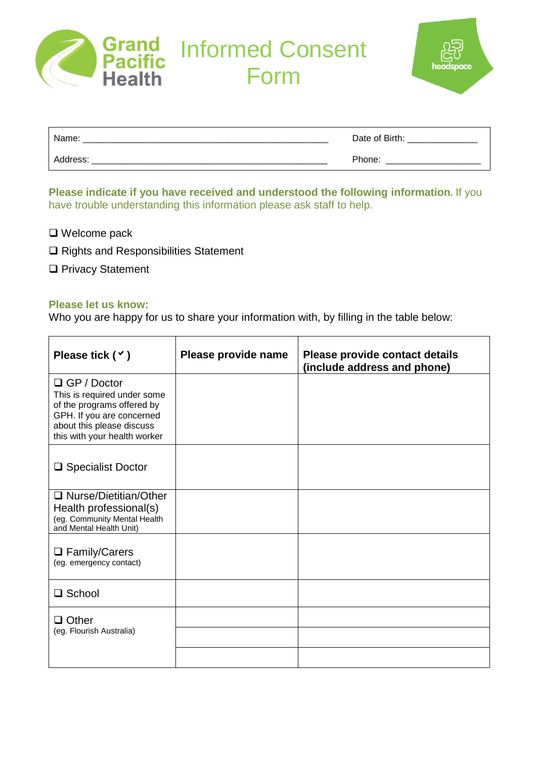Grand Pacific Health

# Informed Consent Form

headspace

| Name: ______________________________________________ | Date of Birth: _____________ |
|---|---|
| Address: ____________________________________________ | Phone: _________________ |

**Please indicate if you have received and understood the following information.** If you have trouble understanding this information please ask staff to help.

- ❑ Welcome pack
- ❑ Rights and Responsibilities Statement
- ❑ Privacy Statement

**Please let us know:**

Who you are happy for us to share your information with, by filling in the table below:

| Please tick (✓) | Please provide name | Please provide contact details (include address and phone) |
|---|---|---|
| ❑ GP / Doctor<br>This is required under some of the programs offered by GPH. If you are concerned about this please discuss this with your health worker | | |
| ❑ Specialist Doctor | | |
| ❑ Nurse/Dietitian/Other Health professional(s)<br>(eg. Community Mental Health and Mental Health Unit) | | |
| ❑ Family/Carers<br>(eg. emergency contact) | | |
| ❑ School | | |
| ❑ Other<br>(eg. Flourish Australia) | | |
| | | |
| | | |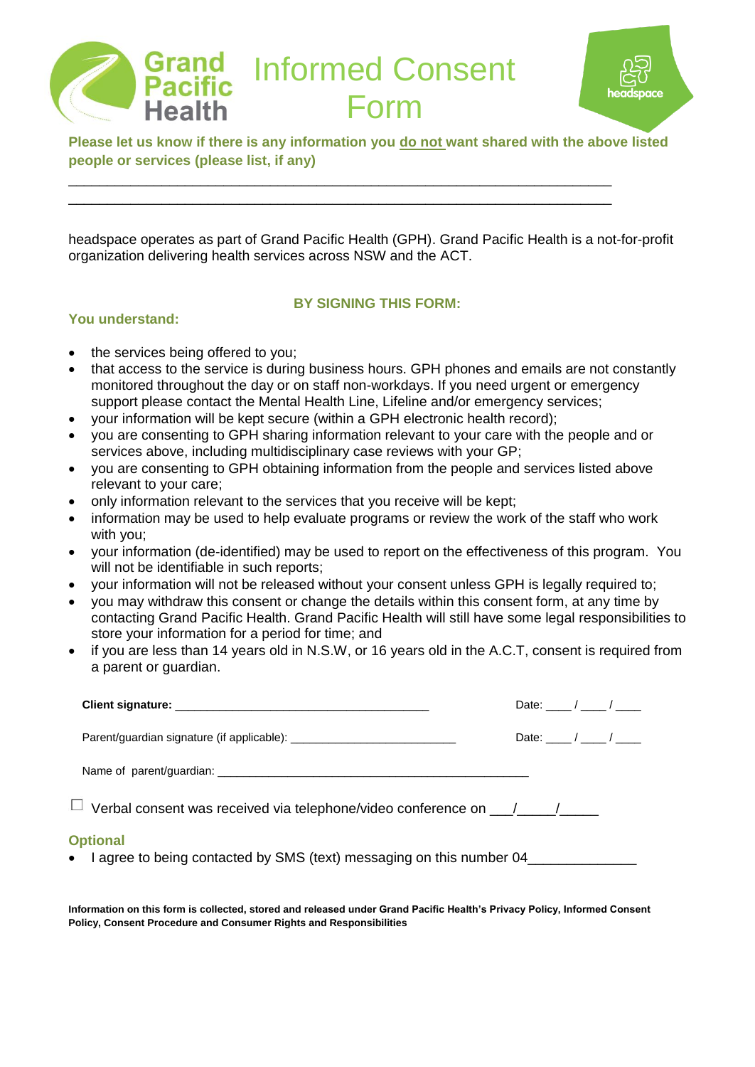Grand Pacific Health

# Informed Consent Form

headspace

**Please let us know if there is any information you do not want shared with the above listed people or services (please list, if any)**

\_\_\_\_\_\_\_\_\_\_\_\_\_\_\_\_\_\_\_\_\_\_\_\_\_\_\_\_\_\_\_\_\_\_\_\_\_\_\_\_\_\_\_\_\_\_\_\_\_\_\_\_\_\_\_\_\_\_\_\_\_\_\_\_\_\_\_\_\_\_

\_\_\_\_\_\_\_\_\_\_\_\_\_\_\_\_\_\_\_\_\_\_\_\_\_\_\_\_\_\_\_\_\_\_\_\_\_\_\_\_\_\_\_\_\_\_\_\_\_\_\_\_\_\_\_\_\_\_\_\_\_\_\_\_\_\_\_\_\_\_

headspace operates as part of Grand Pacific Health (GPH). Grand Pacific Health is a not-for-profit organization delivering health services across NSW and the ACT.

**BY SIGNING THIS FORM:**

**You understand:**

- the services being offered to you;
- that access to the service is during business hours. GPH phones and emails are not constantly monitored throughout the day or on staff non-workdays. If you need urgent or emergency support please contact the Mental Health Line, Lifeline and/or emergency services;
- your information will be kept secure (within a GPH electronic health record);
- you are consenting to GPH sharing information relevant to your care with the people and or services above, including multidisciplinary case reviews with your GP;
- you are consenting to GPH obtaining information from the people and services listed above relevant to your care;
- only information relevant to the services that you receive will be kept;
- information may be used to help evaluate programs or review the work of the staff who work with you;
- your information (de-identified) may be used to report on the effectiveness of this program. You will not be identifiable in such reports;
- your information will not be released without your consent unless GPH is legally required to;
- you may withdraw this consent or change the details within this consent form, at any time by contacting Grand Pacific Health. Grand Pacific Health will still have some legal responsibilities to store your information for a period for time; and
- if you are less than 14 years old in N.S.W, or 16 years old in the A.C.T, consent is required from a parent or guardian.

**Client signature:** \_\_\_\_\_\_\_\_\_\_\_\_\_\_\_\_\_\_\_\_\_\_\_\_\_\_\_\_\_\_\_\_\_\_\_\_\_\_ Date: \_\_\_\_ / \_\_\_\_ / \_\_\_\_

Parent/guardian signature (if applicable): \_\_\_\_\_\_\_\_\_\_\_\_\_\_\_\_\_\_\_\_\_\_\_\_\_\_ Date: \_\_\_\_ / \_\_\_\_ / \_\_\_\_

Name of parent/guardian: \_\_\_\_\_\_\_\_\_\_\_\_\_\_\_\_\_\_\_\_\_\_\_\_\_\_\_\_\_\_\_\_\_\_\_\_\_\_\_\_\_\_\_\_\_\_\_\_\_\_

☐ Verbal consent was received via telephone/video conference on \_\_\_/\_\_\_\_\_/\_\_\_\_\_

**Optional**

- I agree to being contacted by SMS (text) messaging on this number 04\_\_\_\_\_\_\_\_\_\_\_\_\_\_

**Information on this form is collected, stored and released under Grand Pacific Health's Privacy Policy, Informed Consent Policy, Consent Procedure and Consumer Rights and Responsibilities**